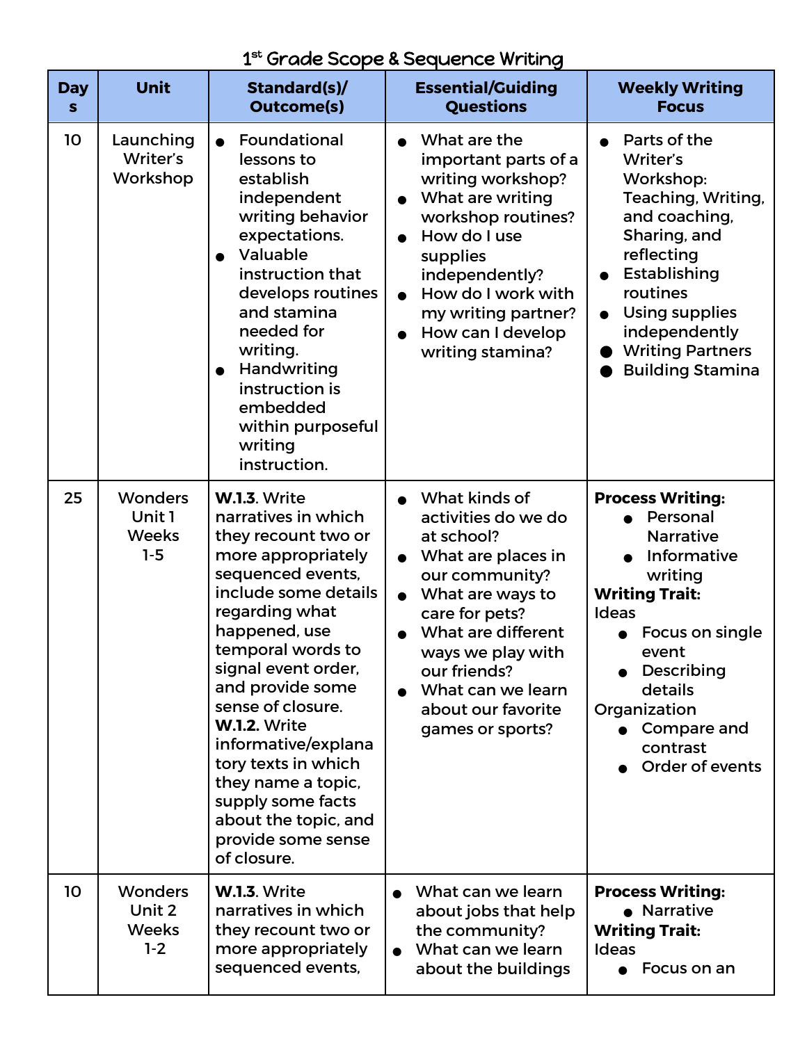# 1st Grade Scope & Sequence Writing

| Days | Unit | Standard(s)/ Outcome(s) | Essential/Guiding Questions | Weekly Writing Focus |
|---|---|---|---|---|
| 10 | Launching Writer's Workshop | • Foundational lessons to establish independent writing behavior expectations.<br>• Valuable instruction that develops routines and stamina needed for writing.<br>• Handwriting instruction is embedded within purposeful writing instruction. | • What are the important parts of a writing workshop?<br>• What are writing workshop routines?<br>• How do I use supplies independently?<br>• How do I work with my writing partner?<br>• How can I develop writing stamina? | • Parts of the Writer's Workshop: Teaching, Writing, and coaching, Sharing, and reflecting<br>• Establishing routines<br>• Using supplies independently<br>• Writing Partners<br>• Building Stamina |
| 25 | Wonders Unit 1 Weeks 1-5 | **W.1.3**. Write narratives in which they recount two or more appropriately sequenced events, include some details regarding what happened, use temporal words to signal event order, and provide some sense of closure.<br>**W.1.2.** Write informative/explanatory texts in which they name a topic, supply some facts about the topic, and provide some sense of closure. | • What kinds of activities do we do at school?<br>• What are places in our community?<br>• What are ways to care for pets?<br>• What are different ways we play with our friends?<br>• What can we learn about our favorite games or sports? | **Process Writing:**<br>• Personal Narrative<br>• Informative writing<br>**Writing Trait:**<br>Ideas<br>• Focus on single event<br>• Describing details<br>Organization<br>• Compare and contrast<br>• Order of events |
| 10 | Wonders Unit 2 Weeks 1-2 | **W.1.3**. Write narratives in which they recount two or more appropriately sequenced events, | • What can we learn about jobs that help the community?<br>• What can we learn about the buildings | **Process Writing:**<br>• Narrative<br>**Writing Trait:**<br>Ideas<br>• Focus on an |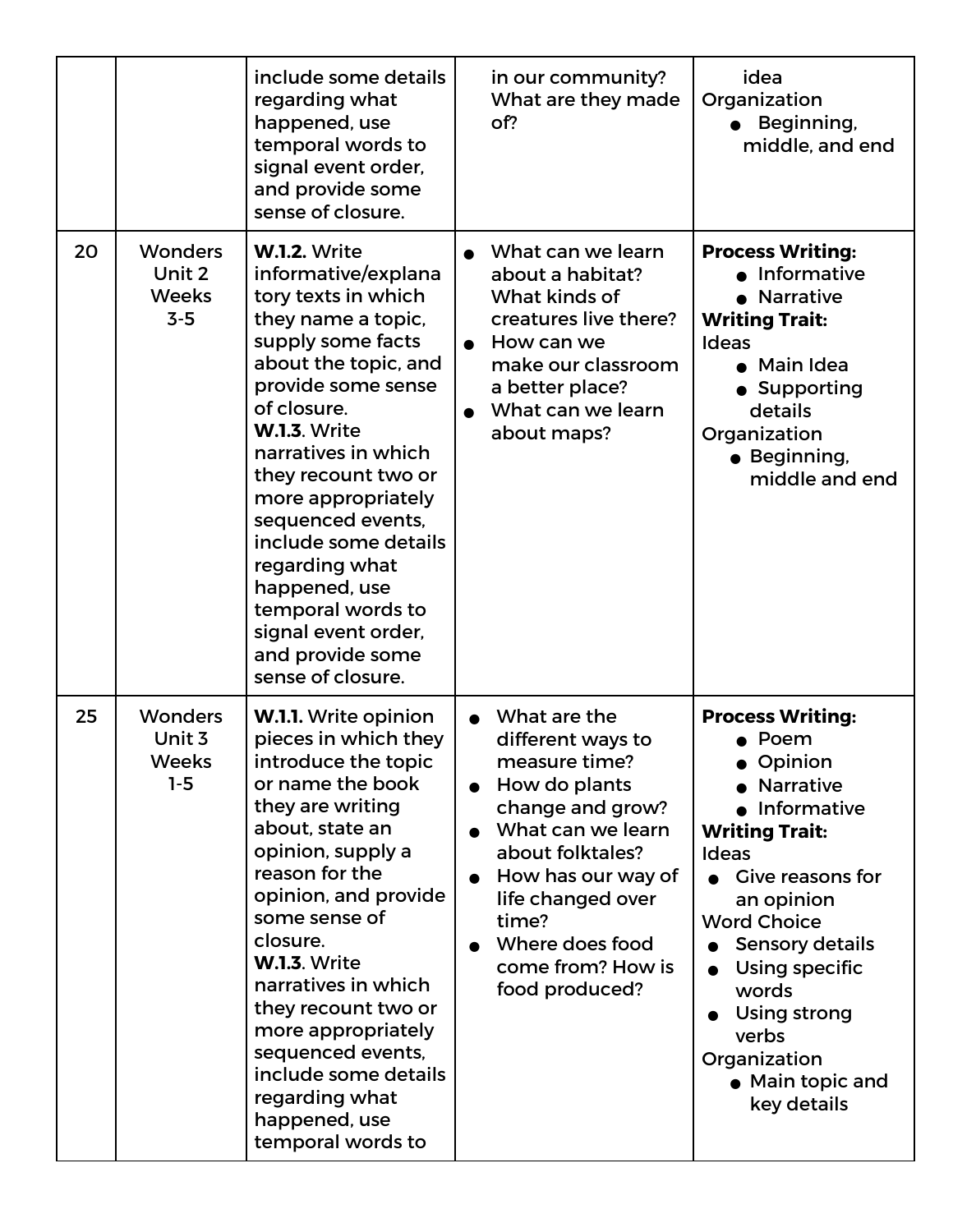| | | | | |
|---|---|---|---|---|
| | | include some details regarding what happened, use temporal words to signal event order, and provide some sense of closure. | in our community? What are they made of? | idea<br>Organization<br>● Beginning, middle, and end |
| 20 | Wonders Unit 2 Weeks 3-5 | **W.1.2.** Write informative/explanatory texts in which they name a topic, supply some facts about the topic, and provide some sense of closure.<br>**W.1.3**. Write narratives in which they recount two or more appropriately sequenced events, include some details regarding what happened, use temporal words to signal event order, and provide some sense of closure. | ● What can we learn about a habitat? What kinds of creatures live there?<br>● How can we make our classroom a better place?<br>● What can we learn about maps? | **Process Writing:**<br>● Informative<br>● Narrative<br>**Writing Trait:**<br>Ideas<br>● Main Idea<br>● Supporting details<br>Organization<br>● Beginning, middle and end |
| 25 | Wonders Unit 3 Weeks 1-5 | **W.1.1.** Write opinion pieces in which they introduce the topic or name the book they are writing about, state an opinion, supply a reason for the opinion, and provide some sense of closure.<br>**W.1.3**. Write narratives in which they recount two or more appropriately sequenced events, include some details regarding what happened, use temporal words to | ● What are the different ways to measure time?<br>● How do plants change and grow?<br>● What can we learn about folktales?<br>● How has our way of life changed over time?<br>● Where does food come from? How is food produced? | **Process Writing:**<br>● Poem<br>● Opinion<br>● Narrative<br>● Informative<br>**Writing Trait:**<br>Ideas<br>● Give reasons for an opinion<br>Word Choice<br>● Sensory details<br>● Using specific words<br>● Using strong verbs<br>Organization<br>● Main topic and key details |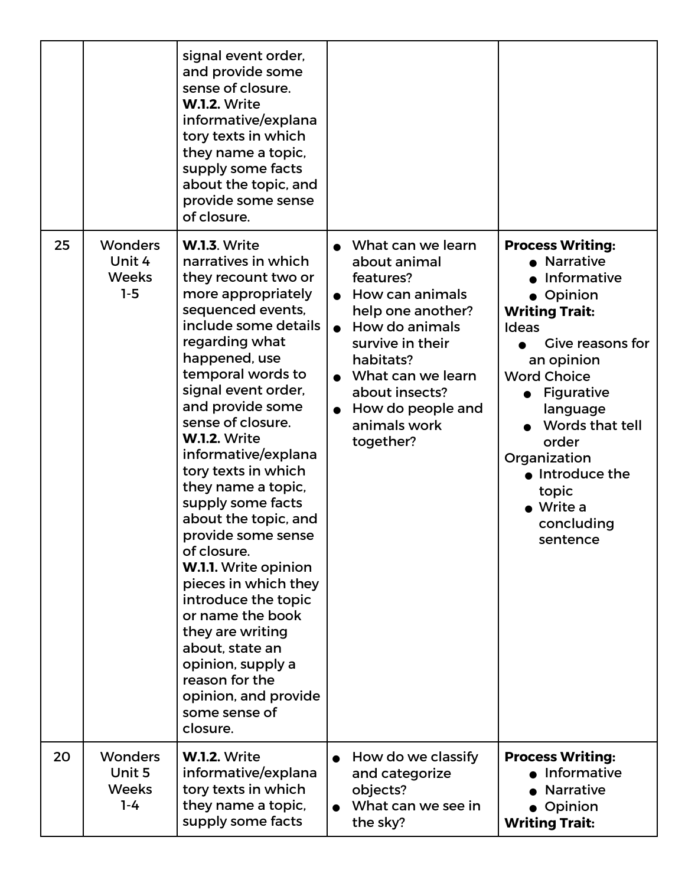| | | | | |
|---|---|---|---|---|
| | | signal event order, and provide some sense of closure. **W.1.2.** Write informative/explanatory texts in which they name a topic, supply some facts about the topic, and provide some sense of closure. | | |
| 25 | Wonders Unit 4 Weeks 1-5 | **W.1.3**. Write narratives in which they recount two or more appropriately sequenced events, include some details regarding what happened, use temporal words to signal event order, and provide some sense of closure. **W.1.2.** Write informative/explanatory texts in which they name a topic, supply some facts about the topic, and provide some sense of closure. **W.1.1.** Write opinion pieces in which they introduce the topic or name the book they are writing about, state an opinion, supply a reason for the opinion, and provide some sense of closure. | • What can we learn about animal features?<br>• How can animals help one another?<br>• How do animals survive in their habitats?<br>• What can we learn about insects?<br>• How do people and animals work together? | **Process Writing:**<br>• Narrative<br>• Informative<br>• Opinion<br>**Writing Trait:**<br>Ideas<br>• Give reasons for an opinion<br>Word Choice<br>• Figurative language<br>• Words that tell order<br>Organization<br>• Introduce the topic<br>• Write a concluding sentence |
| 20 | Wonders Unit 5 Weeks 1-4 | **W.1.2.** Write informative/explanatory texts in which they name a topic, supply some facts | • How do we classify and categorize objects?<br>• What can we see in the sky? | **Process Writing:**<br>• Informative<br>• Narrative<br>• Opinion<br>**Writing Trait:** |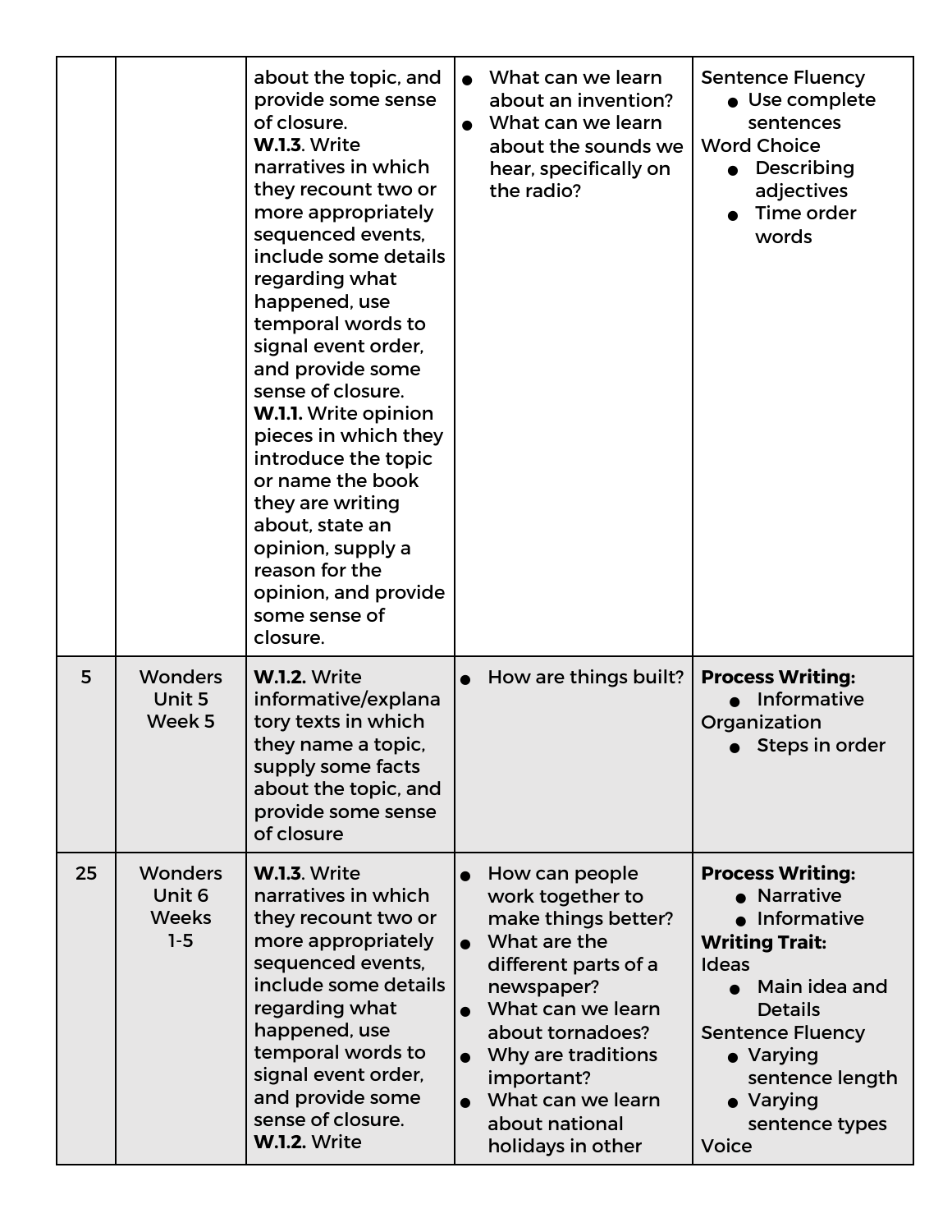| | | | | |
|---|---|---|---|---|
| | | about the topic, and provide some sense of closure. **W.1.3**. Write narratives in which they recount two or more appropriately sequenced events, include some details regarding what happened, use temporal words to signal event order, and provide some sense of closure. **W.1.1.** Write opinion pieces in which they introduce the topic or name the book they are writing about, state an opinion, supply a reason for the opinion, and provide some sense of closure. | • What can we learn about an invention?<br>• What can we learn about the sounds we hear, specifically on the radio? | Sentence Fluency<br>• Use complete sentences<br>Word Choice<br>• Describing adjectives<br>• Time order words |
| 5 | Wonders Unit 5 Week 5 | **W.1.2.** Write informative/explanatory texts in which they name a topic, supply some facts about the topic, and provide some sense of closure | • How are things built? | **Process Writing:**<br>• Informative<br>Organization<br>• Steps in order |
| 25 | Wonders Unit 6 Weeks 1-5 | **W.1.3**. Write narratives in which they recount two or more appropriately sequenced events, include some details regarding what happened, use temporal words to signal event order, and provide some sense of closure. **W.1.2.** Write | • How can people work together to make things better?<br>• What are the different parts of a newspaper?<br>• What can we learn about tornadoes?<br>• Why are traditions important?<br>• What can we learn about national holidays in other | **Process Writing:**<br>• Narrative<br>• Informative<br>**Writing Trait:**<br>Ideas<br>• Main idea and Details<br>Sentence Fluency<br>• Varying sentence length<br>• Varying sentence types<br>Voice |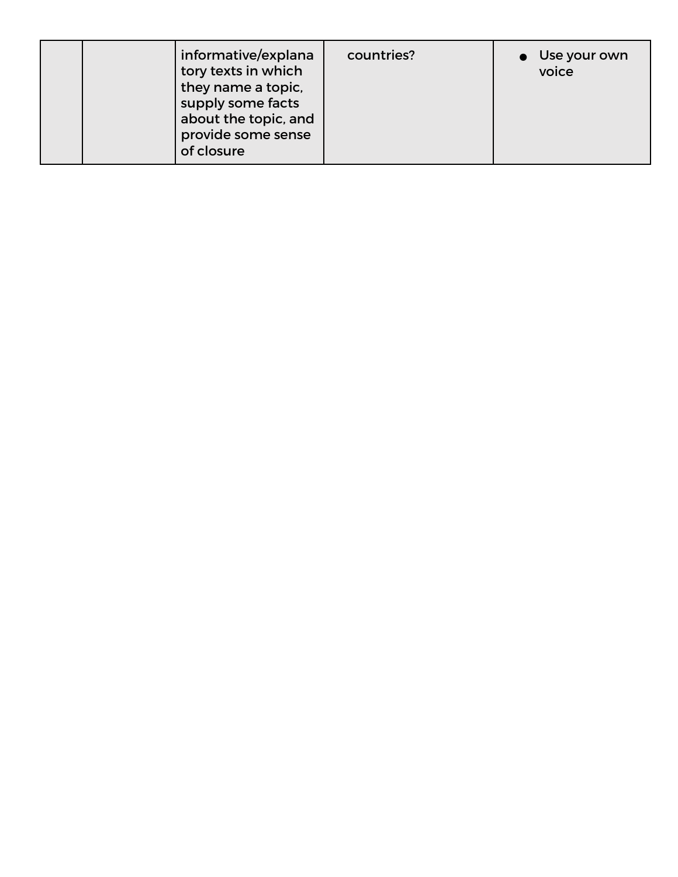| | | | | |
|---|---|---|---|---|
| | | informative/explanatory texts in which they name a topic, supply some facts about the topic, and provide some sense of closure | countries? | • Use your own voice |